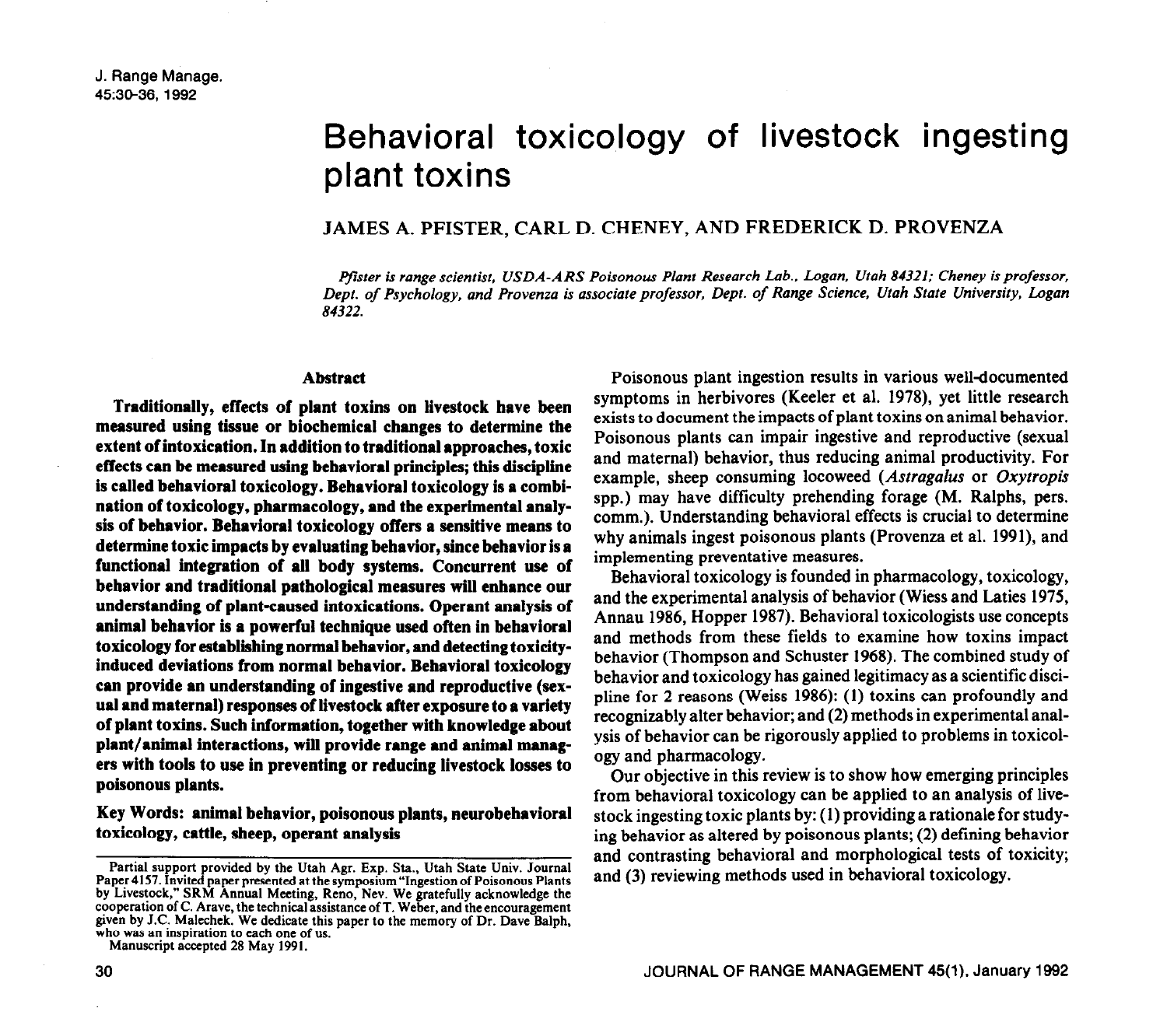# Behavioral toxicology of livestock ingesting plant toxins

JAMES A. PFISTER, CARL D. CHENEY, AND FREDERICK D. PROVENZA

*Pfister is range scientist, USDA-ARS Poisonous Plant Research Lab., Logan, Utah 84321; Cheney is professor, Dept. of Psychology, and Provenza is associate professor, Dept. of Range Science, Utah State University, Logan 84322.*

## Abstract

**Traditionally, effects of plant toxins on livestock have been measured using tissue or biochemical changes to determine the extent of intoxication. In addition to traditional approaches, toxic effects can be measured using behavioral principles; this discipline is called behavioral toxicology. Behavioral toxicology is a combination of toxicology, pharmacology, and the experimental analysis of behavior. Behavioral toxicology offers a sensitive means to determine toxic impacts by evaluating behavior, since behavior is a functional integration of all body systems. Concurrent use of behavior and traditional pathological measures will enhance our understanding of plant-caused intoxications. Operant analysis of animal behavior is a powerful technique used often in behavioral toxicology for establishing normal behavior, and detecting toxicity-induced deviations from normal behavior. Behavioral toxicology can provide an understanding of ingestive and reproductive (sexual and maternal) responses of livestock after exposure to a variety of plant toxins. Such information, together with knowledge about plant/animal interactions, will provide range and animal managers with tools to use in preventing or reducing livestock losses to poisonous plants.**

**Key Words: animal behavior, poisonous plants, neurobehavioral toxicology, cattle, sheep, operant analysis**

Partial support provided by the Utah Agr. Exp. Sta., Utah State Univ. Journal Paper 4157. Invited paper presented at the symposium "Ingestion of Poisonous Plants by Livestock," SRM Annual Meeting, Reno, Nev. We gratefully acknowledge the cooperation of C. Arave, the technical assistance of T. Weber, and the encouragement given by J.C. Malechek. We dedicate this paper to the memory of Dr. Dave Balph, who was an inspiration to each one of us.

Manuscript accepted 28 May 1991.

Poisonous plant ingestion results in various well-documented symptoms in herbivores (Keeler et al. 1978), yet little research exists to document the impacts of plant toxins on animal behavior. Poisonous plants can impair ingestive and reproductive (sexual and maternal) behavior, thus reducing animal productivity. For example, sheep consuming locoweed (*Astragalus* or *Oxytropis* spp.) may have difficulty prehending forage (M. Ralphs, pers. comm.). Understanding behavioral effects is crucial to determine why animals ingest poisonous plants (Provenza et al. 1991), and implementing preventative measures.

Behavioral toxicology is founded in pharmacology, toxicology, and the experimental analysis of behavior (Wiess and Laties 1975, Annau 1986, Hopper 1987). Behavioral toxicologists use concepts and methods from these fields to examine how toxins impact behavior (Thompson and Schuster 1968). The combined study of behavior and toxicology has gained legitimacy as a scientific discipline for 2 reasons (Weiss 1986): (1) toxins can profoundly and recognizably alter behavior; and (2) methods in experimental analysis of behavior can be rigorously applied to problems in toxicology and pharmacology.

Our objective in this review is to show how emerging principles from behavioral toxicology can be applied to an analysis of livestock ingesting toxic plants by: (1) providing a rationale for studying behavior as altered by poisonous plants; (2) defining behavior and contrasting behavioral and morphological tests of toxicity; and (3) reviewing methods used in behavioral toxicology.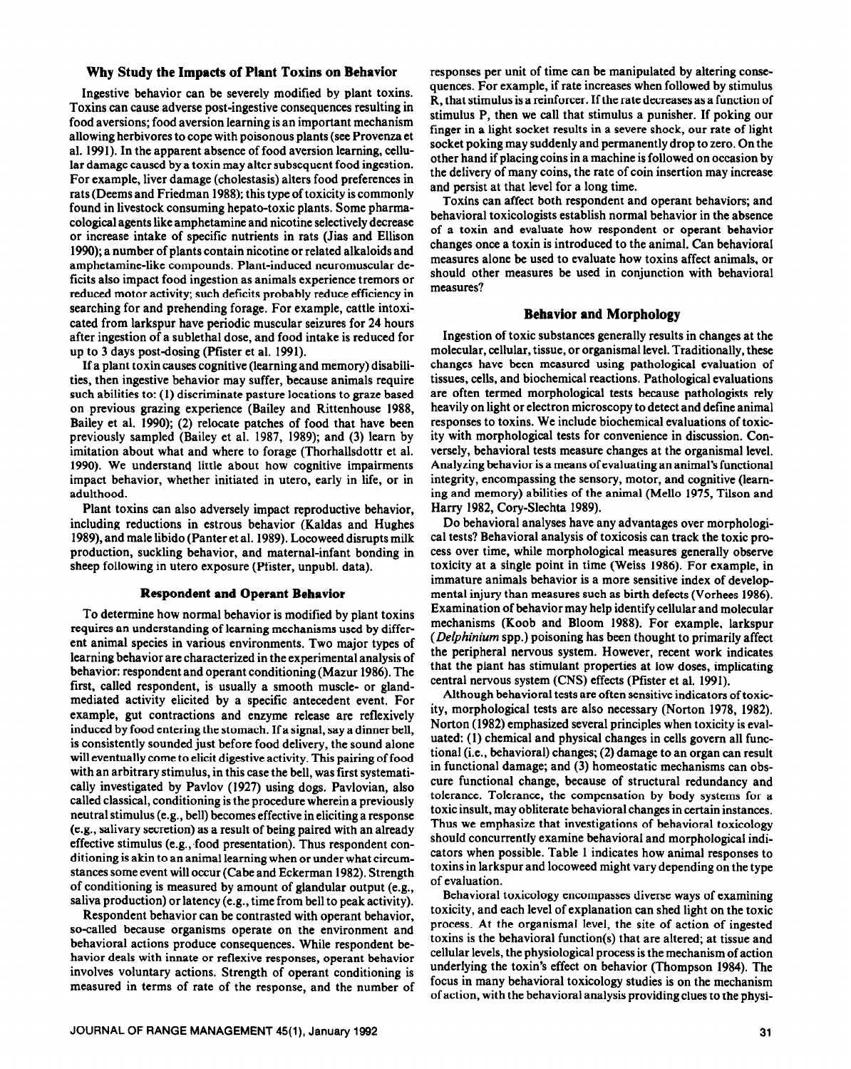## Why Study the Impacts of Plant Toxins on Behavior

Ingestive behavior can be severely modified by plant toxins. Toxins can cause adverse post-ingestive consequences resulting in food aversions; food aversion learning is an important mechanism allowing herbivores to cope with poisonous plants (see Provenza et al. 1991). In the apparent absence of food aversion learning, cellular damage caused by a toxin may alter subsequent food ingestion. For example, liver damage (cholestasis) alters food preferences in rats (Deems and Friedman 1988); this type of toxicity is commonly found in livestock consuming hepato-toxic plants. Some pharmacological agents like amphetamine and nicotine selectively decrease or increase intake of specific nutrients in rats (Jias and Ellison 1990); a number of plants contain nicotine or related alkaloids and amphetamine-like compounds. Plant-induced neuromuscular deficits also impact food ingestion as animals experience tremors or reduced motor activity; such deficits probably reduce efficiency in searching for and prehending forage. For example, cattle intoxicated from larkspur have periodic muscular seizures for 24 hours after ingestion of a sublethal dose, and food intake is reduced for up to 3 days post-dosing (Pfister et al. 1991).

If a plant toxin causes cognitive (learning and memory) disabilities, then ingestive behavior may suffer, because animals require such abilities to: (1) discriminate pasture locations to graze based on previous grazing experience (Bailey and Rittenhouse 1988, Bailey et al. 1990); (2) relocate patches of food that have been previously sampled (Bailey et al. 1987, 1989); and (3) learn by imitation about what and where to forage (Thorhallsdottr et al. 1990). We understand little about how cognitive impairments impact behavior, whether initiated in utero, early in life, or in adulthood.

Plant toxins can also adversely impact reproductive behavior, including reductions in estrous behavior (Kaldas and Hughes 1989), and male libido (Panter et al. 1989). Locoweed disrupts milk production, suckling behavior, and maternal-infant bonding in sheep following in utero exposure (Pfister, unpubl. data).

## Respondent and Operant Behavior

To determine how normal behavior is modified by plant toxins requires an understanding of learning mechanisms used by different animal species in various environments. Two major types of learning behavior are characterized in the experimental analysis of behavior: respondent and operant conditioning (Mazur 1986). The first, called respondent, is usually a smooth muscle- or gland-mediated activity elicited by a specific antecedent event. For example, gut contractions and enzyme release are reflexively induced by food entering the stomach. If a signal, say a dinner bell, is consistently sounded just before food delivery, the sound alone will eventually come to elicit digestive activity. This pairing of food with an arbitrary stimulus, in this case the bell, was first systematically investigated by Pavlov (1927) using dogs. Pavlovian, also called classical, conditioning is the procedure wherein a previously neutral stimulus (e.g., bell) becomes effective in eliciting a response (e.g., salivary secretion) as a result of being paired with an already effective stimulus (e.g., food presentation). Thus respondent conditioning is akin to an animal learning when or under what circumstances some event will occur (Cabe and Eckerman 1982). Strength of conditioning is measured by amount of glandular output (e.g., saliva production) or latency (e.g., time from bell to peak activity).

Respondent behavior can be contrasted with operant behavior, so-called because organisms operate on the environment and behavioral actions produce consequences. While respondent behavior deals with innate or reflexive responses, operant behavior involves voluntary actions. Strength of operant conditioning is measured in terms of rate of the response, and the number of responses per unit of time can be manipulated by altering consequences. For example, if rate increases when followed by stimulus R, that stimulus is a reinforcer. If the rate decreases as a function of stimulus P, then we call that stimulus a punisher. If poking our finger in a light socket results in a severe shock, our rate of light socket poking may suddenly and permanently drop to zero. On the other hand if placing coins in a machine is followed on occasion by the delivery of many coins, the rate of coin insertion may increase and persist at that level for a long time.

Toxins can affect both respondent and operant behaviors; and behavioral toxicologists establish normal behavior in the absence of a toxin and evaluate how respondent or operant behavior changes once a toxin is introduced to the animal. Can behavioral measures alone be used to evaluate how toxins affect animals, or should other measures be used in conjunction with behavioral measures?

## Behavior and Morphology

Ingestion of toxic substances generally results in changes at the molecular, cellular, tissue, or organismal level. Traditionally, these changes have been measured using pathological evaluation of tissues, cells, and biochemical reactions. Pathological evaluations are often termed morphological tests because pathologists rely heavily on light or electron microscopy to detect and define animal responses to toxins. We include biochemical evaluations of toxicity with morphological tests for convenience in discussion. Conversely, behavioral tests measure changes at the organismal level. Analyzing behavior is a means of evaluating an animal's functional integrity, encompassing the sensory, motor, and cognitive (learning and memory) abilities of the animal (Mello 1975, Tilson and Harry 1982, Cory-Slechta 1989).

Do behavioral analyses have any advantages over morphological tests? Behavioral analysis of toxicosis can track the toxic process over time, while morphological measures generally observe toxicity at a single point in time (Weiss 1986). For example, in immature animals behavior is a more sensitive index of developmental injury than measures such as birth defects (Vorhees 1986). Examination of behavior may help identify cellular and molecular mechanisms (Koob and Bloom 1988). For example, larkspur (*Delphinium* spp.) poisoning has been thought to primarily affect the peripheral nervous system. However, recent work indicates that the plant has stimulant properties at low doses, implicating central nervous system (CNS) effects (Pfister et al. 1991).

Although behavioral tests are often sensitive indicators of toxicity, morphological tests are also necessary (Norton 1978, 1982). Norton (1982) emphasized several principles when toxicity is evaluated: (1) chemical and physical changes in cells govern all functional (i.e., behavioral) changes; (2) damage to an organ can result in functional damage; and (3) homeostatic mechanisms can obscure functional change, because of structural redundancy and tolerance. Tolerance, the compensation by body systems for a toxic insult, may obliterate behavioral changes in certain instances. Thus we emphasize that investigations of behavioral toxicology should concurrently examine behavioral and morphological indicators when possible. Table 1 indicates how animal responses to toxins in larkspur and locoweed might vary depending on the type of evaluation.

Behavioral toxicology encompasses diverse ways of examining toxicity, and each level of explanation can shed light on the toxic process. At the organismal level, the site of action of ingested toxins is the behavioral function(s) that are altered; at tissue and cellular levels, the physiological process is the mechanism of action underlying the toxin's effect on behavior (Thompson 1984). The focus in many behavioral toxicology studies is on the mechanism of action, with the behavioral analysis providing clues to the physi-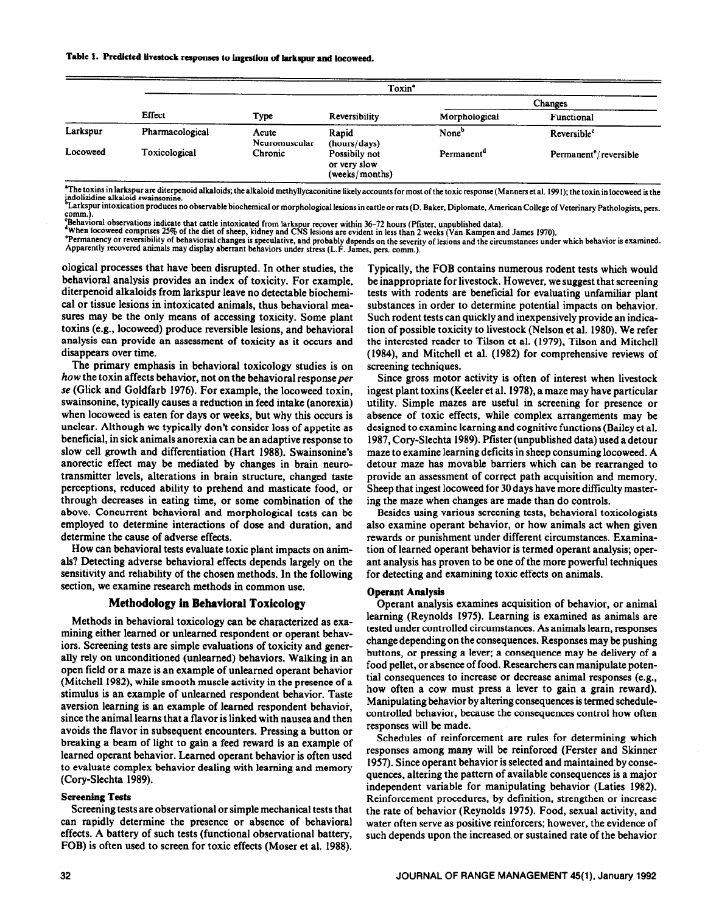**Table 1. Predicted livestock responses to ingestion of larkspur and locoweed.**

| | Toxin[a] | | | | |
|---|---|---|---|---|---|
| | | | | Changes | |
| | Effect | Type | Reversibility | Morphological | Functional |
| Larkspur | Pharmacological | Acute Neuromuscular | Rapid (hours/days) | None[b] | Reversible[c] |
| Locoweed | Toxicological | Chronic | Possibily not or very slow (weeks/months) | Permanent[d] | Permanent[e]/reversible |

[a]The toxins in larkspur are diterpenoid alkaloids; the alkaloid methyllycaconitine likely accounts for most of the toxic response (Manners et al. 1991); the toxin in locoweed is the indolizidine alkaloid swainsonine.
[b]Larkspur intoxication produces no observable biochemical or morphological lesions in cattle or rats (D. Baker, Diplomate, American College of Veterinary Pathologists, pers. comm.).
[c]Behavioral observations indicate that cattle intoxicated from larkspur recover within 36–72 hours (Pfister, unpublished data).
[d]When locoweed comprises 25% of the diet of sheep, kidney and CNS lesions are evident in less than 2 weeks (Van Kampen and James 1970).
[e]Permanency or reversibility of behaviorial changes is speculative, and probably depends on the severity of lesions and the circumstances under which behavior is examined. Apparently recovered animals may display aberrant behaviors under stress (L.F. James, pers. comm.).

ological processes that have been disrupted. In other studies, the behavioral analysis provides an index of toxicity. For example, diterpenoid alkaloids from larkspur leave no detectable biochemical or tissue lesions in intoxicated animals, thus behavioral measures may be the only means of accessing toxicity. Some plant toxins (e.g., locoweed) produce reversible lesions, and behavioral analysis can provide an assessment of toxicity as it occurs and disappears over time.

The primary emphasis in behavioral toxicology studies is on *how* the toxin affects behavior, not on the behavioral response *per se* (Glick and Goldfarb 1976). For example, the locoweed toxin, swainsonine, typically causes a reduction in feed intake (anorexia) when locoweed is eaten for days or weeks, but why this occurs is unclear. Although we typically don't consider loss of appetite as beneficial, in sick animals anorexia can be an adaptive response to slow cell growth and differentiation (Hart 1988). Swainsonine's anorectic effect may be mediated by changes in brain neurotransmitter levels, alterations in brain structure, changed taste perceptions, reduced ability to prehend and masticate food, or through decreases in eating time, or some combination of the above. Concurrent behavioral and morphological tests can be employed to determine interactions of dose and duration, and determine the cause of adverse effects.

How can behavioral tests evaluate toxic plant impacts on animals? Detecting adverse behavioral effects depends largely on the sensitivity and reliability of the chosen methods. In the following section, we examine research methods in common use.

## Methodology in Behavioral Toxicology

Methods in behavioral toxicology can be characterized as examining either learned or unlearned respondent or operant behaviors. Screening tests are simple evaluations of toxicity and generally rely on unconditioned (unlearned) behaviors. Walking in an open field or a maze is an example of unlearned operant behavior (Mitchell 1982), while smooth muscle activity in the presence of a stimulus is an example of unlearned respondent behavior. Taste aversion learning is an example of learned respondent behavior, since the animal learns that a flavor is linked with nausea and then avoids the flavor in subsequent encounters. Pressing a button or breaking a beam of light to gain a feed reward is an example of learned operant behavior. Learned operant behavior is often used to evaluate complex behavior dealing with learning and memory (Cory-Slechta 1989).

### Screening Tests

Screening tests are observational or simple mechanical tests that can rapidly determine the presence or absence of behavioral effects. A battery of such tests (functional observational battery, FOB) is often used to screen for toxic effects (Moser et al. 1988). Typically, the FOB contains numerous rodent tests which would be inappropriate for livestock. However, we suggest that screening tests with rodents are beneficial for evaluating unfamiliar plant substances in order to determine potential impacts on behavior. Such rodent tests can quickly and inexpensively provide an indication of possible toxicity to livestock (Nelson et al. 1980). We refer the interested reader to Tilson et al. (1979), Tilson and Mitchell (1984), and Mitchell et al. (1982) for comprehensive reviews of screening techniques.

Since gross motor activity is often of interest when livestock ingest plant toxins (Keeler et al. 1978), a maze may have particular utility. Simple mazes are useful in screening for presence or absence of toxic effects, while complex arrangements may be designed to examine learning and cognitive functions (Bailey et al. 1987, Cory-Slechta 1989). Pfister (unpublished data) used a detour maze to examine learning deficits in sheep consuming locoweed. A detour maze has movable barriers which can be rearranged to provide an assessment of correct path acquisition and memory. Sheep that ingest locoweed for 30 days have more difficulty mastering the maze when changes are made than do controls.

Besides using various screening tests, behavioral toxicologists also examine operant behavior, or how animals act when given rewards or punishment under different circumstances. Examination of learned operant behavior is termed operant analysis; operant analysis has proven to be one of the more powerful techniques for detecting and examining toxic effects on animals.

### Operant Analysis

Operant analysis examines acquisition of behavior, or animal learning (Reynolds 1975). Learning is examined as animals are tested under controlled circumstances. As animals learn, responses change depending on the consequences. Responses may be pushing buttons, or pressing a lever; a consequence may be delivery of a food pellet, or absence of food. Researchers can manipulate potential consequences to increase or decrease animal responses (e.g., how often a cow must press a lever to gain a grain reward). Manipulating behavior by altering consequences is termed schedule-controlled behavior, because the consequences control how often responses will be made.

Schedules of reinforcement are rules for determining which responses among many will be reinforced (Ferster and Skinner 1957). Since operant behavior is selected and maintained by consequences, altering the pattern of available consequences is a major independent variable for manipulating behavior (Laties 1982). Reinforcement procedures, by definition, strengthen or increase the rate of behavior (Reynolds 1975). Food, sexual activity, and water often serve as positive reinforcers; however, the evidence of such depends upon the increased or sustained rate of the behavior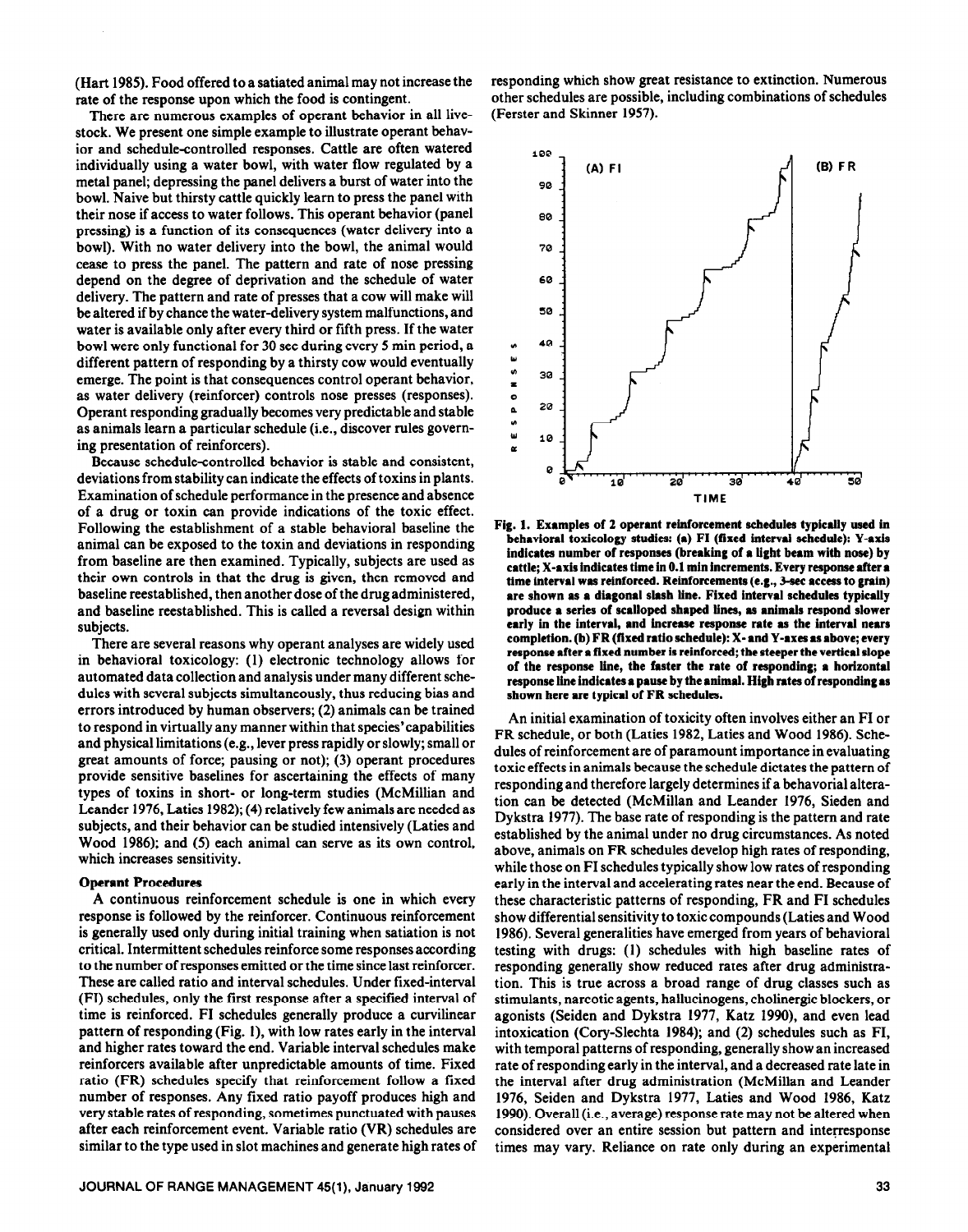(Hart 1985). Food offered to a satiated animal may not increase the rate of the response upon which the food is contingent.

There are numerous examples of operant behavior in all livestock. We present one simple example to illustrate operant behavior and schedule-controlled responses. Cattle are often watered individually using a water bowl, with water flow regulated by a metal panel; depressing the panel delivers a burst of water into the bowl. Naive but thirsty cattle quickly learn to press the panel with their nose if access to water follows. This operant behavior (panel pressing) is a function of its consequences (water delivery into a bowl). With no water delivery into the bowl, the animal would cease to press the panel. The pattern and rate of nose pressing depend on the degree of deprivation and the schedule of water delivery. The pattern and rate of presses that a cow will make will be altered if by chance the water-delivery system malfunctions, and water is available only after every third or fifth press. If the water bowl were only functional for 30 sec during every 5 min period, a different pattern of responding by a thirsty cow would eventually emerge. The point is that consequences control operant behavior, as water delivery (reinforcer) controls nose presses (responses). Operant responding gradually becomes very predictable and stable as animals learn a particular schedule (i.e., discover rules governing presentation of reinforcers).

Because schedule-controlled behavior is stable and consistent, deviations from stability can indicate the effects of toxins in plants. Examination of schedule performance in the presence and absence of a drug or toxin can provide indications of the toxic effect. Following the establishment of a stable behavioral baseline the animal can be exposed to the toxin and deviations in responding from baseline are then examined. Typically, subjects are used as their own controls in that the drug is given, then removed and baseline reestablished, then another dose of the drug administered, and baseline reestablished. This is called a reversal design within subjects.

There are several reasons why operant analyses are widely used in behavioral toxicology: (1) electronic technology allows for automated data collection and analysis under many different schedules with several subjects simultaneously, thus reducing bias and errors introduced by human observers; (2) animals can be trained to respond in virtually any manner within that species' capabilities and physical limitations (e.g., lever press rapidly or slowly; small or great amounts of force; pausing or not); (3) operant procedures provide sensitive baselines for ascertaining the effects of many types of toxins in short- or long-term studies (McMillian and Leander 1976, Laties 1982); (4) relatively few animals are needed as subjects, and their behavior can be studied intensively (Laties and Wood 1986); and (5) each animal can serve as its own control, which increases sensitivity.

### Operant Procedures

A continuous reinforcement schedule is one in which every response is followed by the reinforcer. Continuous reinforcement is generally used only during initial training when satiation is not critical. Intermittent schedules reinforce some responses according to the number of responses emitted or the time since last reinforcer. These are called ratio and interval schedules. Under fixed-interval (FI) schedules, only the first response after a specified interval of time is reinforced. FI schedules generally produce a curvilinear pattern of responding (Fig. 1), with low rates early in the interval and higher rates toward the end. Variable interval schedules make reinforcers available after unpredictable amounts of time. Fixed ratio (FR) schedules specify that reinforcement follow a fixed number of responses. Any fixed ratio payoff produces high and very stable rates of responding, sometimes punctuated with pauses after each reinforcement event. Variable ratio (VR) schedules are similar to the type used in slot machines and generate high rates of responding which show great resistance to extinction. Numerous other schedules are possible, including combinations of schedules (Ferster and Skinner 1957).

**Fig. 1. Examples of 2 operant reinforcement schedules typically used in behavioral toxicology studies: (a) FI (fixed interval schedule): Y-axis indicates number of responses (breaking of a light beam with nose) by cattle; X-axis indicates time in 0.1 min increments. Every response after a time interval was reinforced. Reinforcements (e.g., 3-sec access to grain) are shown as a diagonal slash line. Fixed interval schedules typically produce a series of scalloped shaped lines, as animals respond slower early in the interval, and increase response rate as the interval nears completion. (b) FR (fixed ratio schedule): X- and Y-axes as above; every response after a fixed number is reinforced; the steeper the vertical slope of the response line, the faster the rate of responding; a horizontal response line indicates a pause by the animal. High rates of responding as shown here are typical of FR schedules.**

An initial examination of toxicity often involves either an FI or FR schedule, or both (Laties 1982, Laties and Wood 1986). Schedules of reinforcement are of paramount importance in evaluating toxic effects in animals because the schedule dictates the pattern of responding and therefore largely determines if a behavorial alteration can be detected (McMillan and Leander 1976, Sieden and Dykstra 1977). The base rate of responding is the pattern and rate established by the animal under no drug circumstances. As noted above, animals on FR schedules develop high rates of responding, while those on FI schedules typically show low rates of responding early in the interval and accelerating rates near the end. Because of these characteristic patterns of responding, FR and FI schedules show differential sensitivity to toxic compounds (Laties and Wood 1986). Several generalities have emerged from years of behavioral testing with drugs: (1) schedules with high baseline rates of responding generally show reduced rates after drug administration. This is true across a broad range of drug classes such as stimulants, narcotic agents, hallucinogens, cholinergic blockers, or agonists (Seiden and Dykstra 1977, Katz 1990), and even lead intoxication (Cory-Slechta 1984); and (2) schedules such as FI, with temporal patterns of responding, generally show an increased rate of responding early in the interval, and a decreased rate late in the interval after drug administration (McMillan and Leander 1976, Seiden and Dykstra 1977, Laties and Wood 1986, Katz 1990). Overall (i.e., average) response rate may not be altered when considered over an entire session but pattern and interresponse times may vary. Reliance on rate only during an experimental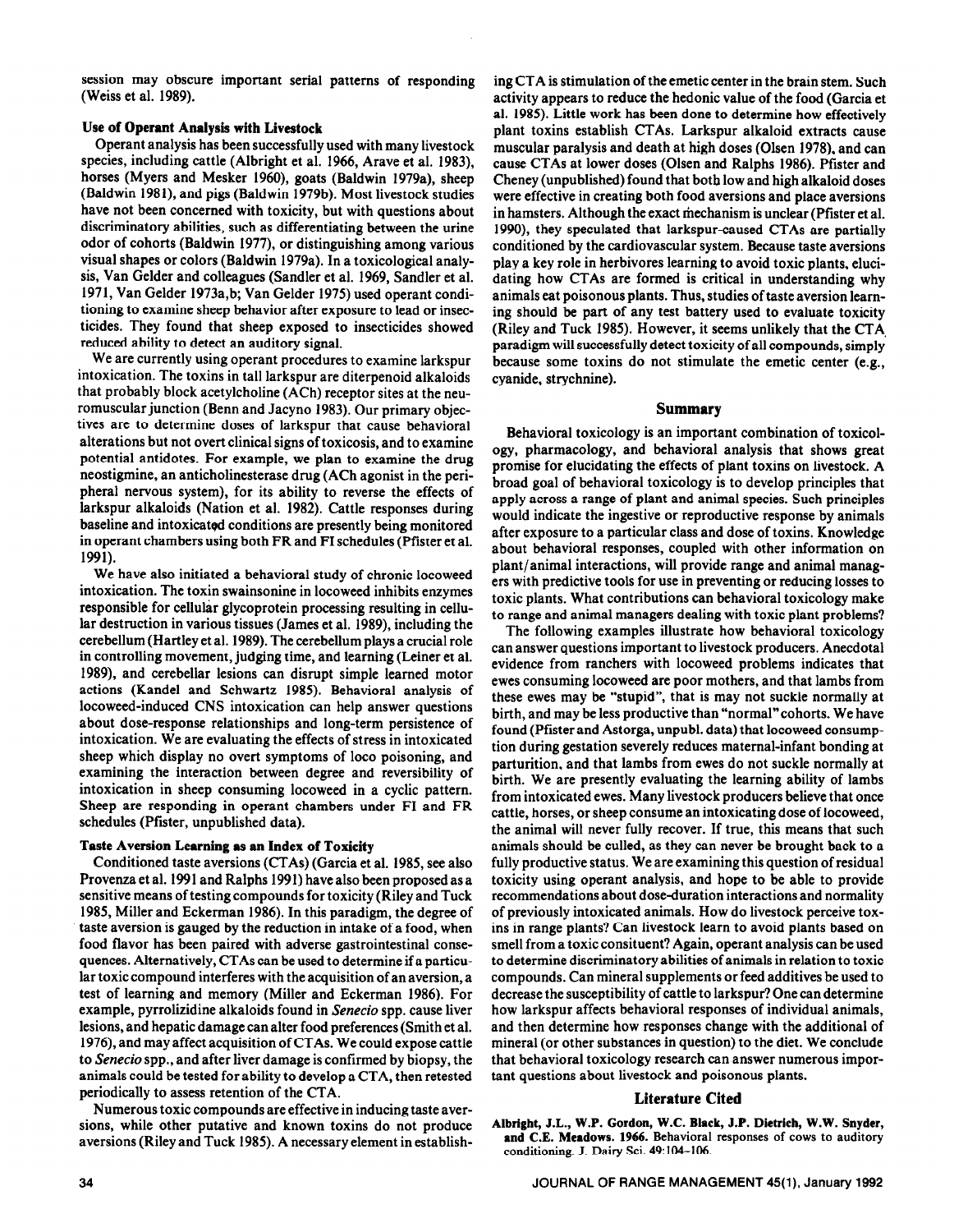session may obscure important serial patterns of responding (Weiss et al. 1989).

### Use of Operant Analysis with Livestock

Operant analysis has been successfully used with many livestock species, including cattle (Albright et al. 1966, Arave et al. 1983), horses (Myers and Mesker 1960), goats (Baldwin 1979a), sheep (Baldwin 1981), and pigs (Baldwin 1979b). Most livestock studies have not been concerned with toxicity, but with questions about discriminatory abilities, such as differentiating between the urine odor of cohorts (Baldwin 1977), or distinguishing among various visual shapes or colors (Baldwin 1979a). In a toxicological analysis, Van Gelder and colleagues (Sandler et al. 1969, Sandler et al. 1971, Van Gelder 1973a,b; Van Gelder 1975) used operant conditioning to examine sheep behavior after exposure to lead or insecticides. They found that sheep exposed to insecticides showed reduced ability to detect an auditory signal.

We are currently using operant procedures to examine larkspur intoxication. The toxins in tall larkspur are diterpenoid alkaloids that probably block acetylcholine (ACh) receptor sites at the neuromuscular junction (Benn and Jacyno 1983). Our primary objectives are to determine doses of larkspur that cause behavioral alterations but not overt clinical signs of toxicosis, and to examine potential antidotes. For example, we plan to examine the drug neostigmine, an anticholinesterase drug (ACh agonist in the peripheral nervous system), for its ability to reverse the effects of larkspur alkaloids (Nation et al. 1982). Cattle responses during baseline and intoxicated conditions are presently being monitored in operant chambers using both FR and FI schedules (Pfister et al. 1991).

We have also initiated a behavioral study of chronic locoweed intoxication. The toxin swainsonine in locoweed inhibits enzymes responsible for cellular glycoprotein processing resulting in cellular destruction in various tissues (James et al. 1989), including the cerebellum (Hartley et al. 1989). The cerebellum plays a crucial role in controlling movement, judging time, and learning (Leiner et al. 1989), and cerebellar lesions can disrupt simple learned motor actions (Kandel and Schwartz 1985). Behavioral analysis of locoweed-induced CNS intoxication can help answer questions about dose-response relationships and long-term persistence of intoxication. We are evaluating the effects of stress in intoxicated sheep which display no overt symptoms of loco poisoning, and examining the interaction between degree and reversibility of intoxication in sheep consuming locoweed in a cyclic pattern. Sheep are responding in operant chambers under FI and FR schedules (Pfister, unpublished data).

### Taste Aversion Learning as an Index of Toxicity

Conditioned taste aversions (CTAs) (Garcia et al. 1985, see also Provenza et al. 1991 and Ralphs 1991) have also been proposed as a sensitive means of testing compounds for toxicity (Riley and Tuck 1985, Miller and Eckerman 1986). In this paradigm, the degree of taste aversion is gauged by the reduction in intake of a food, when food flavor has been paired with adverse gastrointestinal consequences. Alternatively, CTAs can be used to determine if a particular toxic compound interferes with the acquisition of an aversion, a test of learning and memory (Miller and Eckerman 1986). For example, pyrrolizidine alkaloids found in *Senecio* spp. cause liver lesions, and hepatic damage can alter food preferences (Smith et al. 1976), and may affect acquisition of CTAs. We could expose cattle to *Senecio* spp., and after liver damage is confirmed by biopsy, the animals could be tested for ability to develop a CTA, then retested periodically to assess retention of the CTA.

Numerous toxic compounds are effective in inducing taste aversions, while other putative and known toxins do not produce aversions (Riley and Tuck 1985). A necessary element in establishing CTA is stimulation of the emetic center in the brain stem. Such activity appears to reduce the hedonic value of the food (Garcia et al. 1985). Little work has been done to determine how effectively plant toxins establish CTAs. Larkspur alkaloid extracts cause muscular paralysis and death at high doses (Olsen 1978), and can cause CTAs at lower doses (Olsen and Ralphs 1986). Pfister and Cheney (unpublished) found that both low and high alkaloid doses were effective in creating both food aversions and place aversions in hamsters. Although the exact mechanism is unclear (Pfister et al. 1990), they speculated that larkspur-caused CTAs are partially conditioned by the cardiovascular system. Because taste aversions play a key role in herbivores learning to avoid toxic plants, elucidating how CTAs are formed is critical in understanding why animals eat poisonous plants. Thus, studies of taste aversion learning should be part of any test battery used to evaluate toxicity (Riley and Tuck 1985). However, it seems unlikely that the CTA paradigm will successfully detect toxicity of all compounds, simply because some toxins do not stimulate the emetic center (e.g., cyanide, strychnine).

## Summary

Behavioral toxicology is an important combination of toxicology, pharmacology, and behavioral analysis that shows great promise for elucidating the effects of plant toxins on livestock. A broad goal of behavioral toxicology is to develop principles that apply across a range of plant and animal species. Such principles would indicate the ingestive or reproductive response by animals after exposure to a particular class and dose of toxins. Knowledge about behavioral responses, coupled with other information on plant/animal interactions, will provide range and animal managers with predictive tools for use in preventing or reducing losses to toxic plants. What contributions can behavioral toxicology make to range and animal managers dealing with toxic plant problems?

The following examples illustrate how behavioral toxicology can answer questions important to livestock producers. Anecdotal evidence from ranchers with locoweed problems indicates that ewes consuming locoweed are poor mothers, and that lambs from these ewes may be "stupid", that is may not suckle normally at birth, and may be less productive than "normal" cohorts. We have found (Pfister and Astorga, unpubl. data) that locoweed consumption during gestation severely reduces maternal-infant bonding at parturition, and that lambs from ewes do not suckle normally at birth. We are presently evaluating the learning ability of lambs from intoxicated ewes. Many livestock producers believe that once cattle, horses, or sheep consume an intoxicating dose of locoweed, the animal will never fully recover. If true, this means that such animals should be culled, as they can never be brought back to a fully productive status. We are examining this question of residual toxicity using operant analysis, and hope to be able to provide recommendations about dose-duration interactions and normality of previously intoxicated animals. How do livestock perceive toxins in range plants? Can livestock learn to avoid plants based on smell from a toxic consituent? Again, operant analysis can be used to determine discriminatory abilities of animals in relation to toxic compounds. Can mineral supplements or feed additives be used to decrease the susceptibility of cattle to larkspur? One can determine how larkspur affects behavioral responses of individual animals, and then determine how responses change with the additional of mineral (or other substances in question) to the diet. We conclude that behavioral toxicology research can answer numerous important questions about livestock and poisonous plants.

## Literature Cited

**Albright, J.L., W.P. Gordon, W.C. Black, J.P. Dietrich, W.W. Snyder, and C.E. Meadows. 1966.** Behavioral responses of cows to auditory conditioning. J. Dairy Sci. 49:104-106.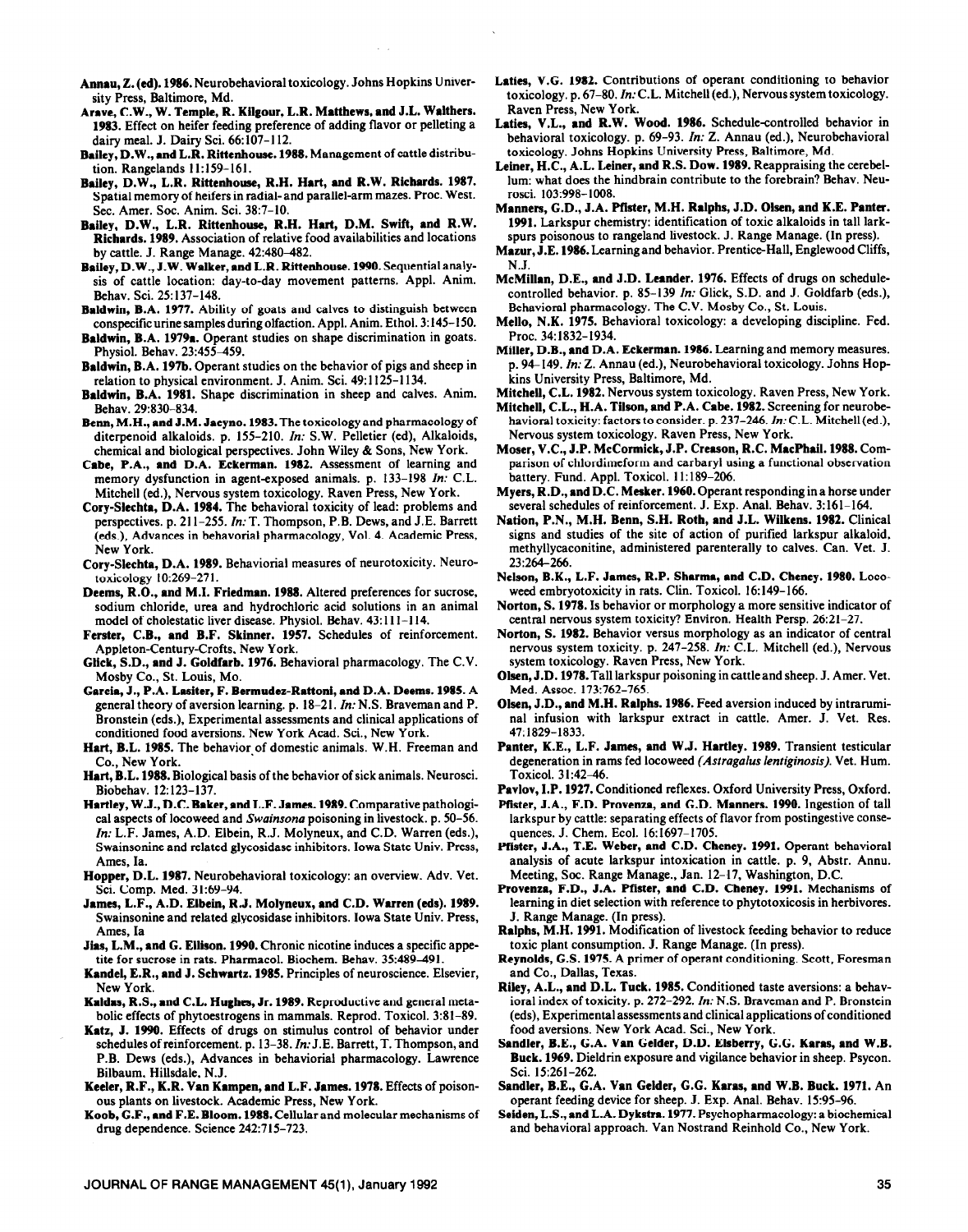**Annau, Z. (ed). 1986.** Neurobehavioral toxicology. Johns Hopkins University Press, Baltimore, Md.

**Arave, C.W., W. Temple, R. Kilgour, L.R. Matthews, and J.L. Walthers. 1983.** Effect on heifer feeding preference of adding flavor or pelleting a dairy meal. J. Dairy Sci. 66:107–112.

**Bailey, D.W., and L.R. Rittenhouse. 1988.** Management of cattle distribution. Rangelands 11:159–161.

**Bailey, D.W., L.R. Rittenhouse, R.H. Hart, and R.W. Richards. 1987.** Spatial memory of heifers in radial- and parallel-arm mazes. Proc. West. Sec. Amer. Soc. Anim. Sci. 38:7–10.

**Bailey, D.W., L.R. Rittenhouse, R.H. Hart, D.M. Swift, and R.W. Richards. 1989.** Association of relative food availabilities and locations by cattle. J. Range Manage. 42:480–482.

**Bailey, D.W., J.W. Walker, and L.R. Rittenhouse. 1990.** Sequential analysis of cattle location: day-to-day movement patterns. Appl. Anim. Behav. Sci. 25:137–148.

**Baldwin, B.A. 1977.** Ability of goats and calves to distinguish between conspecific urine samples during olfaction. Appl. Anim. Ethol. 3:145–150.

**Baldwin, B.A. 1979a.** Operant studies on shape discrimination in goats. Physiol. Behav. 23:455–459.

**Baldwin, B.A. 197b.** Operant studies on the behavior of pigs and sheep in relation to physical environment. J. Anim. Sci. 49:1125–1134.

**Baldwin, B.A. 1981.** Shape discrimination in sheep and calves. Anim. Behav. 29:830–834.

**Benn, M.H., and J.M. Jacyno. 1983.** The toxicology and pharmacology of diterpenoid alkaloids. p. 155–210. *In:* S.W. Pelletier (ed), Alkaloids, chemical and biological perspectives. John Wiley & Sons, New York.

**Cabe, P.A., and D.A. Eckerman. 1982.** Assessment of learning and memory dysfunction in agent-exposed animals. p. 133–198 *In:* C.L. Mitchell (ed.), Nervous system toxicology. Raven Press, New York.

**Cory-Slechta, D.A. 1984.** The behavioral toxicity of lead: problems and perspectives. p. 211–255. *In:* T. Thompson, P.B. Dews, and J.E. Barrett (eds.), Advances in behavorial pharmacology, Vol. 4. Academic Press, New York.

**Cory-Slechta, D.A. 1989.** Behaviorial measures of neurotoxicity. Neurotoxicology 10:269–271.

**Deems, R.O., and M.I. Friedman. 1988.** Altered preferences for sucrose, sodium chloride, urea and hydrochloric acid solutions in an animal model of cholestatic liver disease. Physiol. Behav. 43:111–114.

**Ferster, C.B., and B.F. Skinner. 1957.** Schedules of reinforcement. Appleton-Century-Crofts, New York.

**Glick, S.D., and J. Goldfarb. 1976.** Behavioral pharmacology. The C.V. Mosby Co., St. Louis, Mo.

**Garcia, J., P.A. Lasiter, F. Bermudez-Rattoni, and D.A. Deems. 1985.** A general theory of aversion learning. p. 18–21. *In:* N.S. Braveman and P. Bronstein (eds.), Experimental assessments and clinical applications of conditioned food aversions. New York Acad. Sci., New York.

**Hart, B.L. 1985.** The behavior of domestic animals. W.H. Freeman and Co., New York.

**Hart, B.L. 1988.** Biological basis of the behavior of sick animals. Neurosci. Biobehav. 12:123–137.

**Hartley, W.J., D.C. Baker, and L.F. James. 1989.** Comparative pathological aspects of locoweed and *Swainsona* poisoning in livestock. p. 50–56. *In:* L.F. James, A.D. Elbein, R.J. Molyneux, and C.D. Warren (eds.), Swainsonine and related glycosidase inhibitors. Iowa State Univ. Press, Ames, Ia.

**Hopper, D.L. 1987.** Neurobehavioral toxicology: an overview. Adv. Vet. Sci. Comp. Med. 31:69–94.

**James, L.F., A.D. Elbein, R.J. Molyneux, and C.D. Warren (eds). 1989.** Swainsonine and related glycosidase inhibitors. Iowa State Univ. Press, Ames, Ia

**Jias, L.M., and G. Ellison. 1990.** Chronic nicotine induces a specific appetite for sucrose in rats. Pharmacol. Biochem. Behav. 35:489–491.

**Kandel, E.R., and J. Schwartz. 1985.** Principles of neuroscience. Elsevier, New York.

**Kaldas, R.S., and C.L. Hughes, Jr. 1989.** Reproductive and general metabolic effects of phytoestrogens in mammals. Reprod. Toxicol. 3:81–89.

**Katz, J. 1990.** Effects of drugs on stimulus control of behavior under schedules of reinforcement. p. 13–38. *In:* J.E. Barrett, T. Thompson, and P.B. Dews (eds.), Advances in behaviorial pharmacology. Lawrence Bilbaum, Hillsdale, N.J.

**Keeler, R.F., K.R. Van Kampen, and L.F. James. 1978.** Effects of poisonous plants on livestock. Academic Press, New York.

**Koob, G.F., and F.E. Bloom. 1988.** Cellular and molecular mechanisms of drug dependence. Science 242:715–723.

**Laties, V.G. 1982.** Contributions of operant conditioning to behavior toxicology. p. 67–80. *In:* C.L. Mitchell (ed.), Nervous system toxicology. Raven Press, New York.

**Laties, V.L., and R.W. Wood. 1986.** Schedule-controlled behavior in behavioral toxicology. p. 69–93. *In:* Z. Annau (ed.), Neurobehavioral toxicology. Johns Hopkins University Press, Baltimore, Md.

**Leiner, H.C., A.L. Leiner, and R.S. Dow. 1989.** Reappraising the cerebellum: what does the hindbrain contribute to the forebrain? Behav. Neurosci. 103:998–1008.

**Manners, G.D., J.A. Pfister, M.H. Ralphs, J.D. Olsen, and K.E. Panter. 1991.** Larkspur chemistry: identification of toxic alkaloids in tall larkspurs poisonous to rangeland livestock. J. Range Manage. (In press).

**Mazur, J.E. 1986.** Learning and behavior. Prentice-Hall, Englewood Cliffs, N.J.

**McMillan, D.E., and J.D. Leander. 1976.** Effects of drugs on schedule-controlled behavior. p. 85–139 *In:* Glick, S.D. and J. Goldfarb (eds.), Behavioral pharmacology. The C.V. Mosby Co., St. Louis.

**Mello, N.K. 1975.** Behavioral toxicology: a developing discipline. Fed. Proc. 34:1832–1934.

**Miller, D.B., and D.A. Eckerman. 1986.** Learning and memory measures. p. 94–149. *In:* Z. Annau (ed.), Neurobehavioral toxicology. Johns Hopkins University Press, Baltimore, Md.

**Mitchell, C.L. 1982.** Nervous system toxicology. Raven Press, New York.

**Mitchell, C.L., H.A. Tilson, and P.A. Cabe. 1982.** Screening for neurobehavioral toxicity: factors to consider. p. 237–246. *In:* C.L. Mitchell (ed.), Nervous system toxicology. Raven Press, New York.

**Moser, V.C., J.P. McCormick, J.P. Creason, R.C. MacPhail. 1988.** Comparison of chlordimeform and carbaryl using a functional observation battery. Fund. Appl. Toxicol. 11:189–206.

**Myers, R.D., and D.C. Mesker. 1960.** Operant responding in a horse under several schedules of reinforcement. J. Exp. Anal. Behav. 3:161–164.

**Nation, P.N., M.H. Benn, S.H. Roth, and J.L. Wilkens. 1982.** Clinical signs and studies of the site of action of purified larkspur alkaloid, methyllycaconitine, administered parenterally to calves. Can. Vet. J. 23:264–266.

**Nelson, B.K., L.F. James, R.P. Sharma, and C.D. Cheney. 1980.** Locoweed embryotoxicity in rats. Clin. Toxicol. 16:149–166.

**Norton, S. 1978.** Is behavior or morphology a more sensitive indicator of central nervous system toxicity? Environ. Health Persp. 26:21–27.

**Norton, S. 1982.** Behavior versus morphology as an indicator of central nervous system toxicity. p. 247–258. *In:* C.L. Mitchell (ed.), Nervous system toxicology. Raven Press, New York.

**Olsen, J.D. 1978.** Tall larkspur poisoning in cattle and sheep. J. Amer. Vet. Med. Assoc. 173:762–765.

**Olsen, J.D., and M.H. Ralphs. 1986.** Feed aversion induced by intraruminal infusion with larkspur extract in cattle. Amer. J. Vet. Res. 47:1829–1833.

**Panter, K.E., L.F. James, and W.J. Hartley. 1989.** Transient testicular degeneration in rams fed locoweed *(Astragalus lentiginosis)*. Vet. Hum. Toxicol. 31:42–46.

**Pavlov, I.P. 1927.** Conditioned reflexes. Oxford University Press, Oxford.

**Pfister, J.A., F.D. Provenza, and G.D. Manners. 1990.** Ingestion of tall larkspur by cattle: separating effects of flavor from postingestive consequences. J. Chem. Ecol. 16:1697–1705.

**Pfister, J.A., T.E. Weber, and C.D. Cheney. 1991.** Operant behavioral analysis of acute larkspur intoxication in cattle. p. 9, Abstr. Annu. Meeting, Soc. Range Manage., Jan. 12–17, Washington, D.C.

**Provenza, F.D., J.A. Pfister, and C.D. Cheney. 1991.** Mechanisms of learning in diet selection with reference to phytotoxicosis in herbivores. J. Range Manage. (In press).

**Ralphs, M.H. 1991.** Modification of livestock feeding behavior to reduce toxic plant consumption. J. Range Manage. (In press).

**Reynolds, G.S. 1975.** A primer of operant conditioning. Scott, Foresman and Co., Dallas, Texas.

**Riley, A.L., and D.L. Tuck. 1985.** Conditioned taste aversions: a behavioral index of toxicity. p. 272–292. *In:* N.S. Braveman and P. Bronstein (eds), Experimental assessments and clinical applications of conditioned food aversions. New York Acad. Sci., New York.

**Sandler, B.E., G.A. Van Gelder, D.D. Elsberry, G.G. Karas, and W.B. Buck. 1969.** Dieldrin exposure and vigilance behavior in sheep. Psycon. Sci. 15:261–262.

**Sandler, B.E., G.A. Van Gelder, G.G. Karas, and W.B. Buck. 1971.** An operant feeding device for sheep. J. Exp. Anal. Behav. 15:95–96.

**Seiden, L.S., and L.A. Dykstra. 1977.** Psychopharmacology: a biochemical and behavioral approach. Van Nostrand Reinhold Co., New York.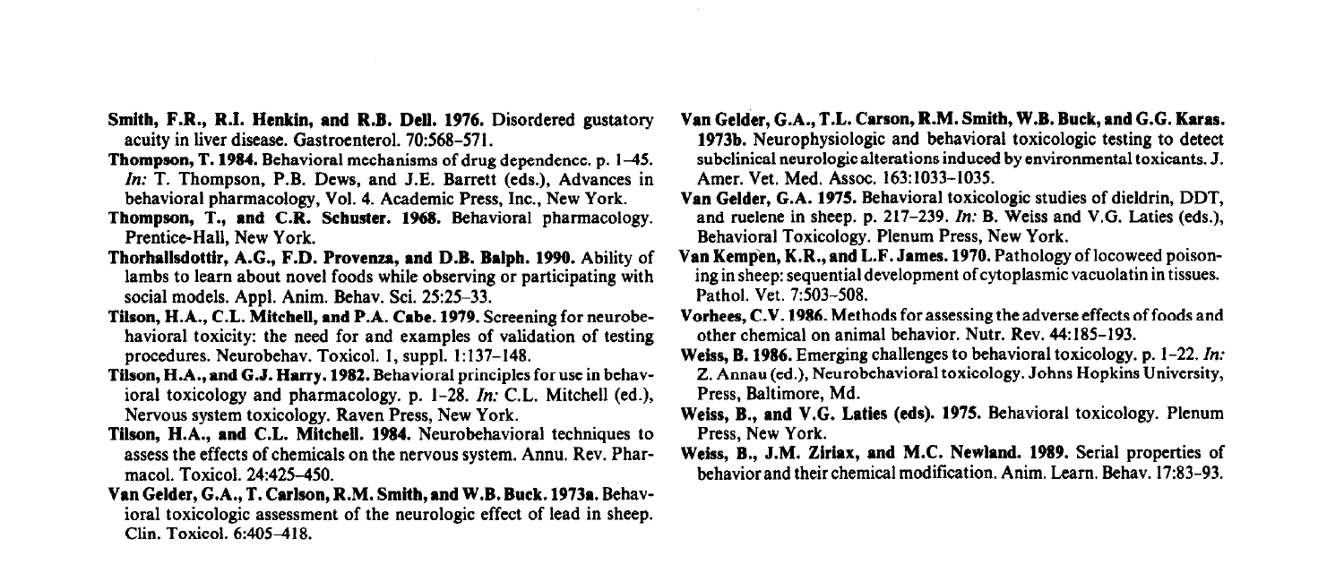**Smith, F.R., R.I. Henkin, and R.B. Dell. 1976.** Disordered gustatory acuity in liver disease. Gastroenterol. 70:568–571.

**Thompson, T. 1984.** Behavioral mechanisms of drug dependence. p. 1–45. *In:* T. Thompson, P.B. Dews, and J.E. Barrett (eds.), Advances in behavioral pharmacology, Vol. 4. Academic Press, Inc., New York.

**Thompson, T., and C.R. Schuster. 1968.** Behavioral pharmacology. Prentice-Hall, New York.

**Thorhallsdottir, A.G., F.D. Provenza, and D.B. Balph. 1990.** Ability of lambs to learn about novel foods while observing or participating with social models. Appl. Anim. Behav. Sci. 25:25–33.

**Tilson, H.A., C.L. Mitchell, and P.A. Cabe. 1979.** Screening for neurobehavioral toxicity: the need for and examples of validation of testing procedures. Neurobehav. Toxicol. 1, suppl. 1:137–148.

**Tilson, H.A., and G.J. Harry. 1982.** Behavioral principles for use in behavioral toxicology and pharmacology. p. 1–28. *In:* C.L. Mitchell (ed.), Nervous system toxicology. Raven Press, New York.

**Tilson, H.A., and C.L. Mitchell. 1984.** Neurobehavioral techniques to assess the effects of chemicals on the nervous system. Annu. Rev. Pharmacol. Toxicol. 24:425–450.

**Van Gelder, G.A., T. Carlson, R.M. Smith, and W.B. Buck. 1973a.** Behavioral toxicologic assessment of the neurologic effect of lead in sheep. Clin. Toxicol. 6:405–418.

**Van Gelder, G.A., T.L. Carson, R.M. Smith, W.B. Buck, and G.G. Karas. 1973b.** Neurophysiologic and behavioral toxicologic testing to detect subclinical neurologic alterations induced by environmental toxicants. J. Amer. Vet. Med. Assoc. 163:1033–1035.

**Van Gelder, G.A. 1975.** Behavioral toxicologic studies of dieldrin, DDT, and ruelene in sheep. p. 217–239. *In:* B. Weiss and V.G. Laties (eds.), Behavioral Toxicology. Plenum Press, New York.

**Van Kempen, K.R., and L.F. James. 1970.** Pathology of locoweed poisoning in sheep: sequential development of cytoplasmic vacuolatin in tissues. Pathol. Vet. 7:503–508.

**Vorhees, C.V. 1986.** Methods for assessing the adverse effects of foods and other chemical on animal behavior. Nutr. Rev. 44:185–193.

**Weiss, B. 1986.** Emerging challenges to behavioral toxicology. p. 1–22. *In:* Z. Annau (ed.), Neurobehavioral toxicology. Johns Hopkins University, Press, Baltimore, Md.

**Weiss, B., and V.G. Laties (eds). 1975.** Behavioral toxicology. Plenum Press, New York.

**Weiss, B., J.M. Ziriax, and M.C. Newland. 1989.** Serial properties of behavior and their chemical modification. Anim. Learn. Behav. 17:83–93.